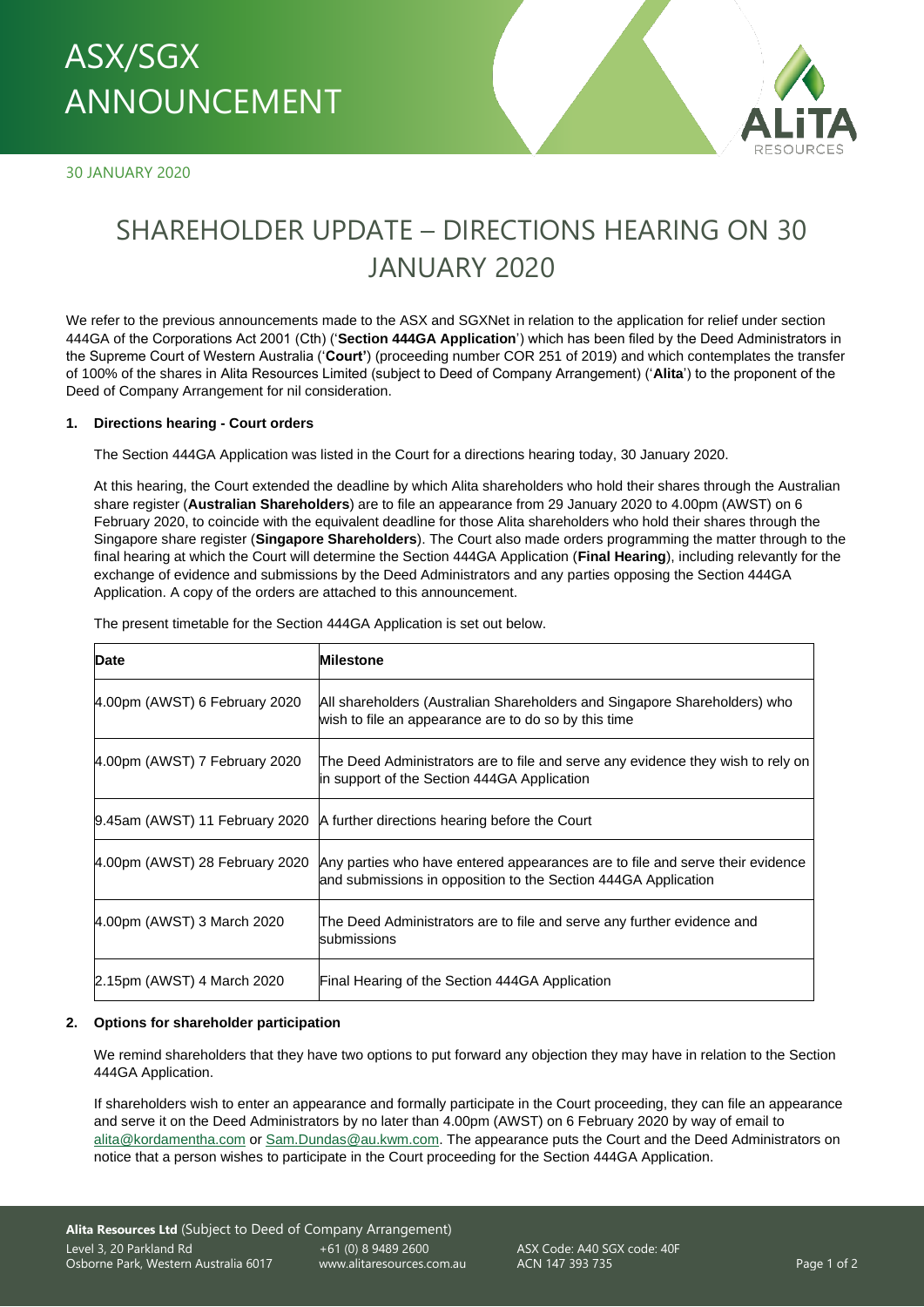# ASX/SGX ANNOUNCEMENT

30 JANUARY 2020

# SHAREHOLDER UPDATE – DIRECTIONS HEARING ON 30 JANUARY 2020

We refer to the previous announcements made to the ASX and SGXNet in relation to the application for relief under section 444GA of the Corporations Act 2001 (Cth) ('**Section 444GA Application**') which has been filed by the Deed Administrators in the Supreme Court of Western Australia ('**Court**') (proceeding number COR 251 of 2019) and which contemplates the transfer of 100% of the shares in Alita Resources Limited (subject to Deed of Company Arrangement) ('**Alita**') to the proponent of the Deed of Company Arrangement for nil consideration.

### 1. Directions hearing - Court orders

The Section 444GA Application was listed in the Court for a directions hearing today, 30 January 2020.

At this hearing, the Court extended the deadline by which Alita shareholders who hold their shares through the Australian share register (**Australian Shareholders**) are to file an appearance from 29 January 2020 to 4.00pm (AWST) on 6 February 2020, to coincide with the equivalent deadline for those Alita shareholders who hold their shares through the Singapore share register (**Singapore Shareholders**). The Court also made orders programming the matter through to the final hearing at which the Court will determine the Section 444GA Application (**Final Hearing**), including relevantly for the exchange of evidence and submissions by the Deed Administrators and any parties opposing the Section 444GA Application. A copy of the orders are attached to this announcement.

The present timetable for the Section 444GA Application is set out below.

| Date | Milestone |
|---|---|
| 4.00pm (AWST) 6 February 2020 | All shareholders (Australian Shareholders and Singapore Shareholders) who wish to file an appearance are to do so by this time |
| 4.00pm (AWST) 7 February 2020 | The Deed Administrators are to file and serve any evidence they wish to rely on in support of the Section 444GA Application |
| 9.45am (AWST) 11 February 2020 | A further directions hearing before the Court |
| 4.00pm (AWST) 28 February 2020 | Any parties who have entered appearances are to file and serve their evidence and submissions in opposition to the Section 444GA Application |
| 4.00pm (AWST) 3 March 2020 | The Deed Administrators are to file and serve any further evidence and submissions |
| 2.15pm (AWST) 4 March 2020 | Final Hearing of the Section 444GA Application |

### 2. Options for shareholder participation

We remind shareholders that they have two options to put forward any objection they may have in relation to the Section 444GA Application.

If shareholders wish to enter an appearance and formally participate in the Court proceeding, they can file an appearance and serve it on the Deed Administrators by no later than 4.00pm (AWST) on 6 February 2020 by way of email to alita@kordamentha.com or Sam.Dundas@au.kwm.com. The appearance puts the Court and the Deed Administrators on notice that a person wishes to participate in the Court proceeding for the Section 444GA Application.

**Alita Resources Ltd** (Subject to Deed of Company Arrangement)
Level 3, 20 Parkland Rd, Osborne Park, Western Australia 6017
+61 (0) 8 9489 2600 | www.alitaresources.com.au
ASX Code: A40 SGX code: 40F | ACN 147 393 735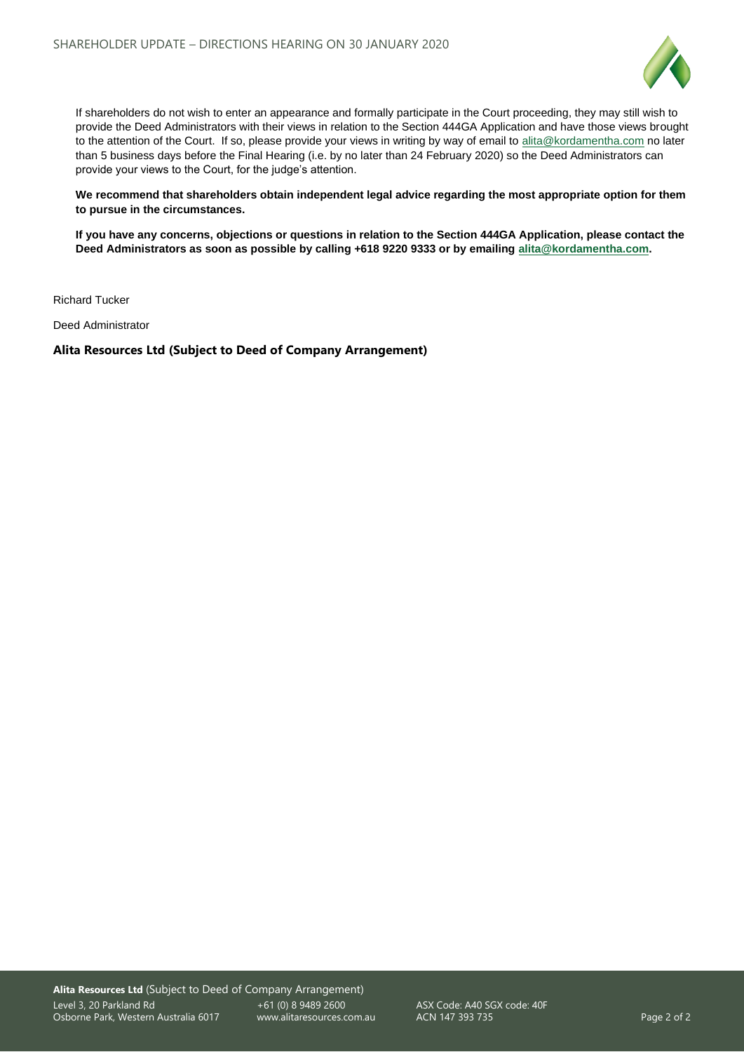If shareholders do not wish to enter an appearance and formally participate in the Court proceeding, they may still wish to provide the Deed Administrators with their views in relation to the Section 444GA Application and have those views brought to the attention of the Court. If so, please provide your views in writing by way of email to alita@kordamentha.com no later than 5 business days before the Final Hearing (i.e. by no later than 24 February 2020) so the Deed Administrators can provide your views to the Court, for the judge's attention.

**We recommend that shareholders obtain independent legal advice regarding the most appropriate option for them to pursue in the circumstances.**

**If you have any concerns, objections or questions in relation to the Section 444GA Application, please contact the Deed Administrators as soon as possible by calling +618 9220 9333 or by emailing alita@kordamentha.com.**

Richard Tucker

Deed Administrator

**Alita Resources Ltd (Subject to Deed of Company Arrangement)**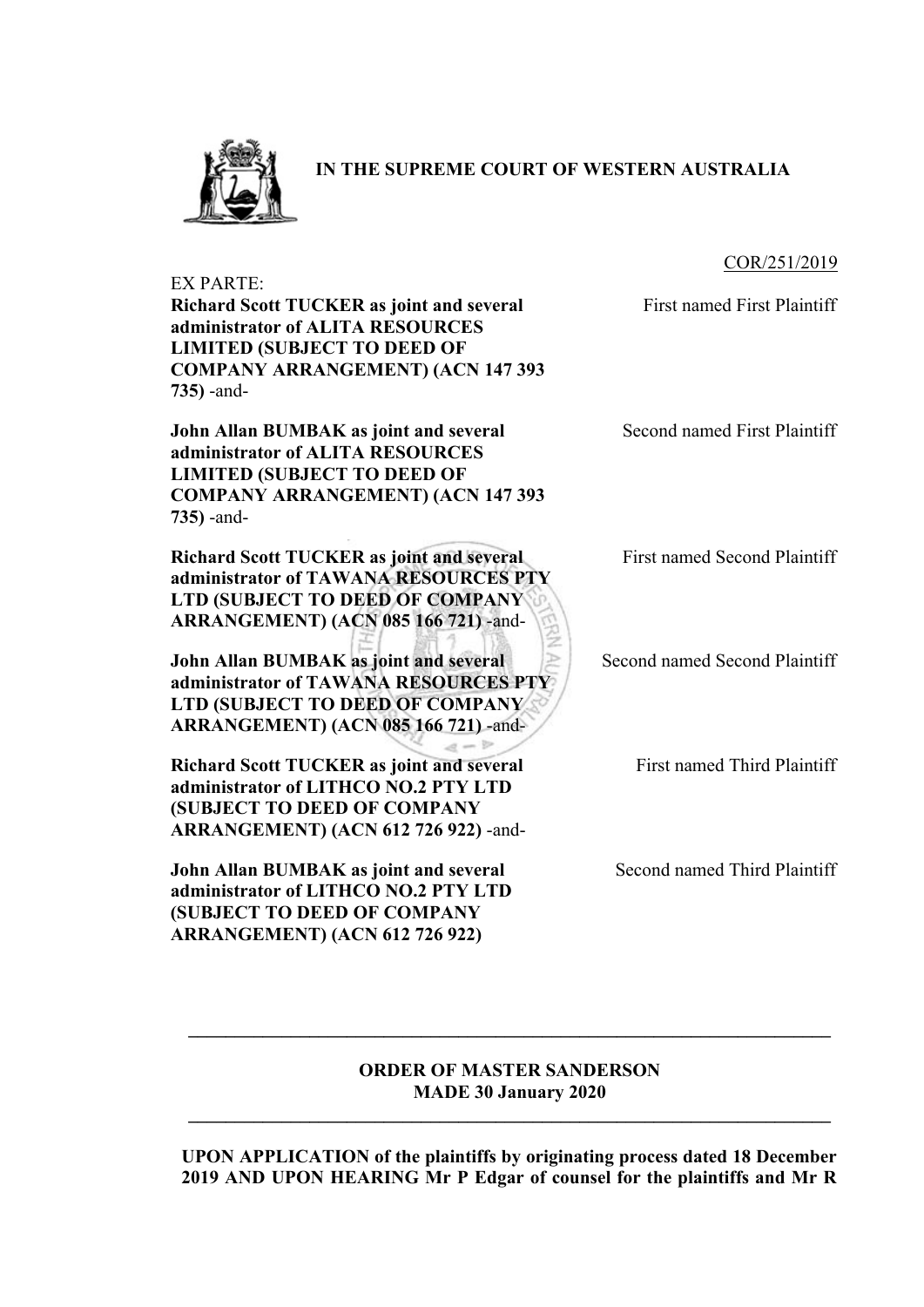# IN THE SUPREME COURT OF WESTERN AUSTRALIA

COR/251/2019

EX PARTE:

| | |
|---|---|
| **Richard Scott TUCKER as joint and several administrator of ALITA RESOURCES LIMITED (SUBJECT TO DEED OF COMPANY ARRANGEMENT) (ACN 147 393 735)** -and- | First named First Plaintiff |
| **John Allan BUMBAK as joint and several administrator of ALITA RESOURCES LIMITED (SUBJECT TO DEED OF COMPANY ARRANGEMENT) (ACN 147 393 735)** -and- | Second named First Plaintiff |
| **Richard Scott TUCKER as joint and several administrator of TAWANA RESOURCES PTY LTD (SUBJECT TO DEED OF COMPANY ARRANGEMENT) (ACN 085 166 721)** -and- | First named Second Plaintiff |
| **John Allan BUMBAK as joint and several administrator of TAWANA RESOURCES PTY LTD (SUBJECT TO DEED OF COMPANY ARRANGEMENT) (ACN 085 166 721)** -and- | Second named Second Plaintiff |
| **Richard Scott TUCKER as joint and several administrator of LITHCO NO.2 PTY LTD (SUBJECT TO DEED OF COMPANY ARRANGEMENT) (ACN 612 726 922)** -and- | First named Third Plaintiff |
| **John Allan BUMBAK as joint and several administrator of LITHCO NO.2 PTY LTD (SUBJECT TO DEED OF COMPANY ARRANGEMENT) (ACN 612 726 922)** | Second named Third Plaintiff |

---

**ORDER OF MASTER SANDERSON**
**MADE 30 January 2020**

---

**UPON APPLICATION of the plaintiffs by originating process dated 18 December 2019 AND UPON HEARING Mr P Edgar of counsel for the plaintiffs and Mr R**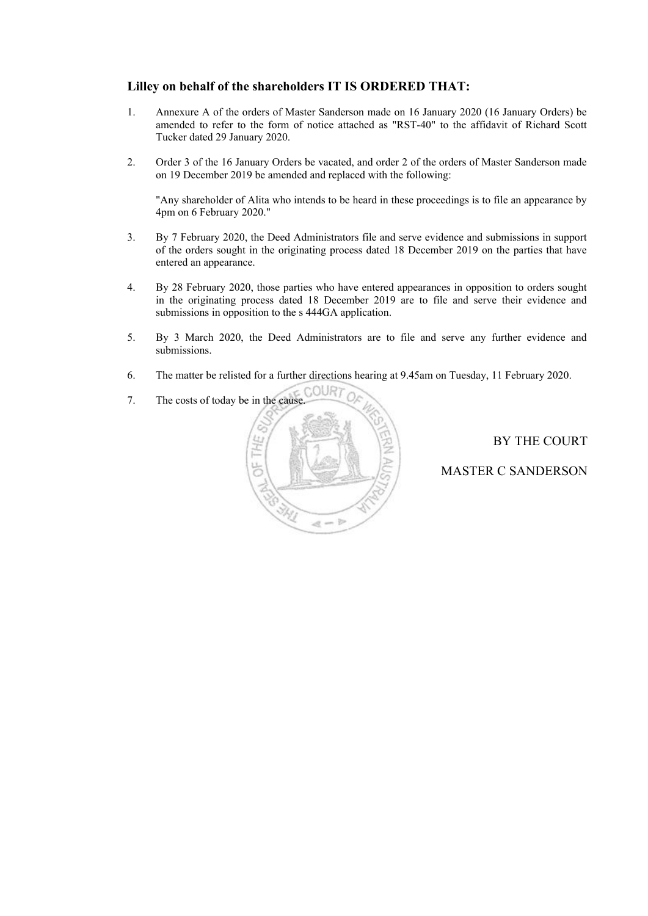**Lilley on behalf of the shareholders IT IS ORDERED THAT:**

1. Annexure A of the orders of Master Sanderson made on 16 January 2020 (16 January Orders) be amended to refer to the form of notice attached as "RST-40" to the affidavit of Richard Scott Tucker dated 29 January 2020.

2. Order 3 of the 16 January Orders be vacated, and order 2 of the orders of Master Sanderson made on 19 December 2019 be amended and replaced with the following:

   "Any shareholder of Alita who intends to be heard in these proceedings is to file an appearance by 4pm on 6 February 2020."

3. By 7 February 2020, the Deed Administrators file and serve evidence and submissions in support of the orders sought in the originating process dated 18 December 2019 on the parties that have entered an appearance.

4. By 28 February 2020, those parties who have entered appearances in opposition to orders sought in the originating process dated 18 December 2019 are to file and serve their evidence and submissions in opposition to the s 444GA application.

5. By 3 March 2020, the Deed Administrators are to file and serve any further evidence and submissions.

6. The matter be relisted for a further directions hearing at 9.45am on Tuesday, 11 February 2020.

7. The costs of today be in the cause.

BY THE COURT

MASTER C SANDERSON